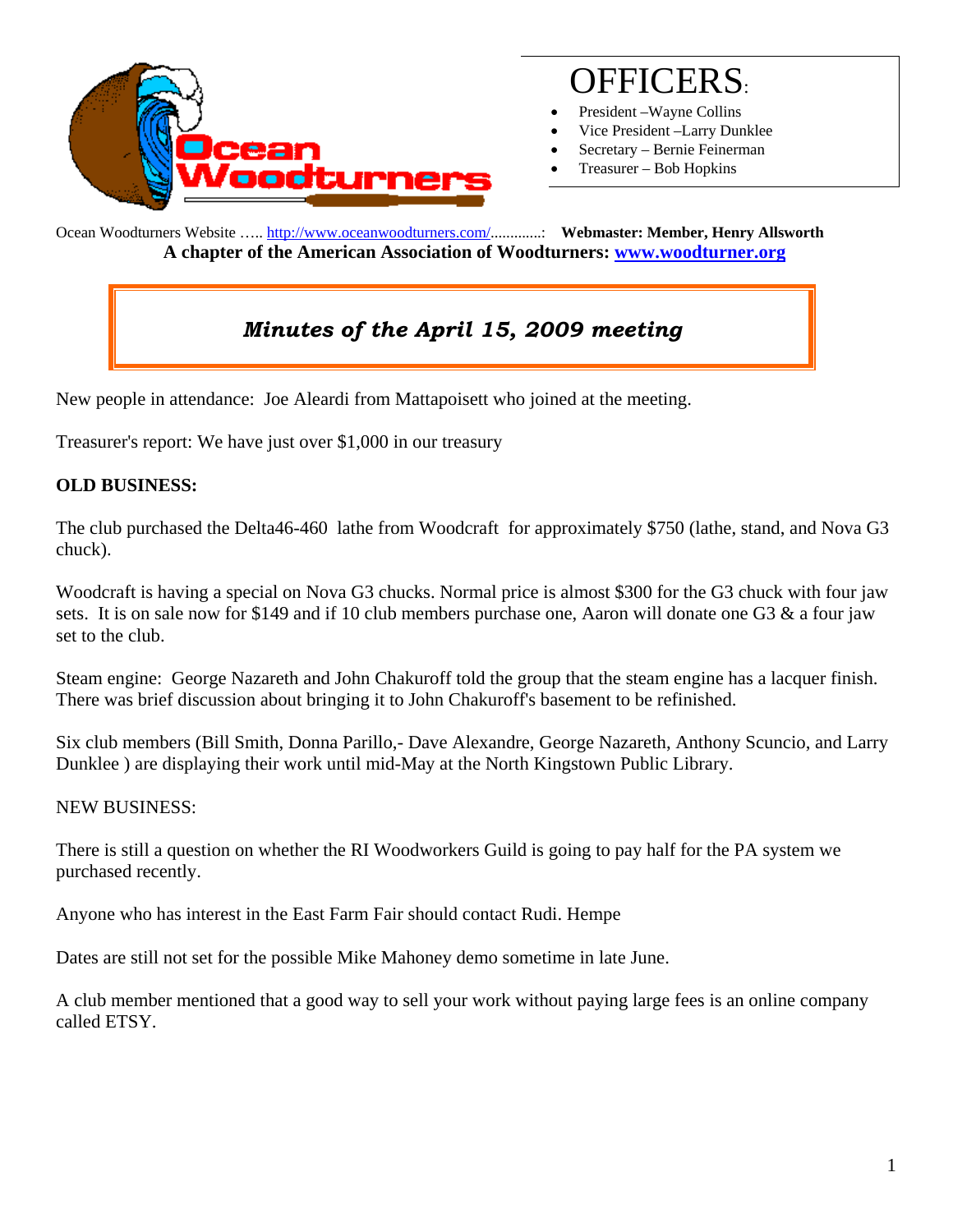# OFFICERS:

- President –Wayne Collins
- Vice President –Larry Dunklee
- Secretary – Bernie Feinerman
- Treasurer – Bob Hopkins

Ocean Woodturners Website ….. http://www.oceanwoodturners.com/.............: **Webmaster: Member, Henry Allsworth**

**A chapter of the American Association of Woodturners: www.woodturner.org**

## *Minutes of the April 15, 2009 meeting*

New people in attendance: Joe Aleardi from Mattapoisett who joined at the meeting.

Treasurer's report: We have just over $1,000 in our treasury

**OLD BUSINESS:**

The club purchased the Delta46-460 lathe from Woodcraft for approximately $750 (lathe, stand, and Nova G3 chuck).

Woodcraft is having a special on Nova G3 chucks. Normal price is almost $300 for the G3 chuck with four jaw sets. It is on sale now for $149 and if 10 club members purchase one, Aaron will donate one G3 & a four jaw set to the club.

Steam engine: George Nazareth and John Chakuroff told the group that the steam engine has a lacquer finish. There was brief discussion about bringing it to John Chakuroff's basement to be refinished.

Six club members (Bill Smith, Donna Parillo,- Dave Alexandre, George Nazareth, Anthony Scuncio, and Larry Dunklee ) are displaying their work until mid-May at the North Kingstown Public Library.

NEW BUSINESS:

There is still a question on whether the RI Woodworkers Guild is going to pay half for the PA system we purchased recently.

Anyone who has interest in the East Farm Fair should contact Rudi. Hempe

Dates are still not set for the possible Mike Mahoney demo sometime in late June.

A club member mentioned that a good way to sell your work without paying large fees is an online company called ETSY.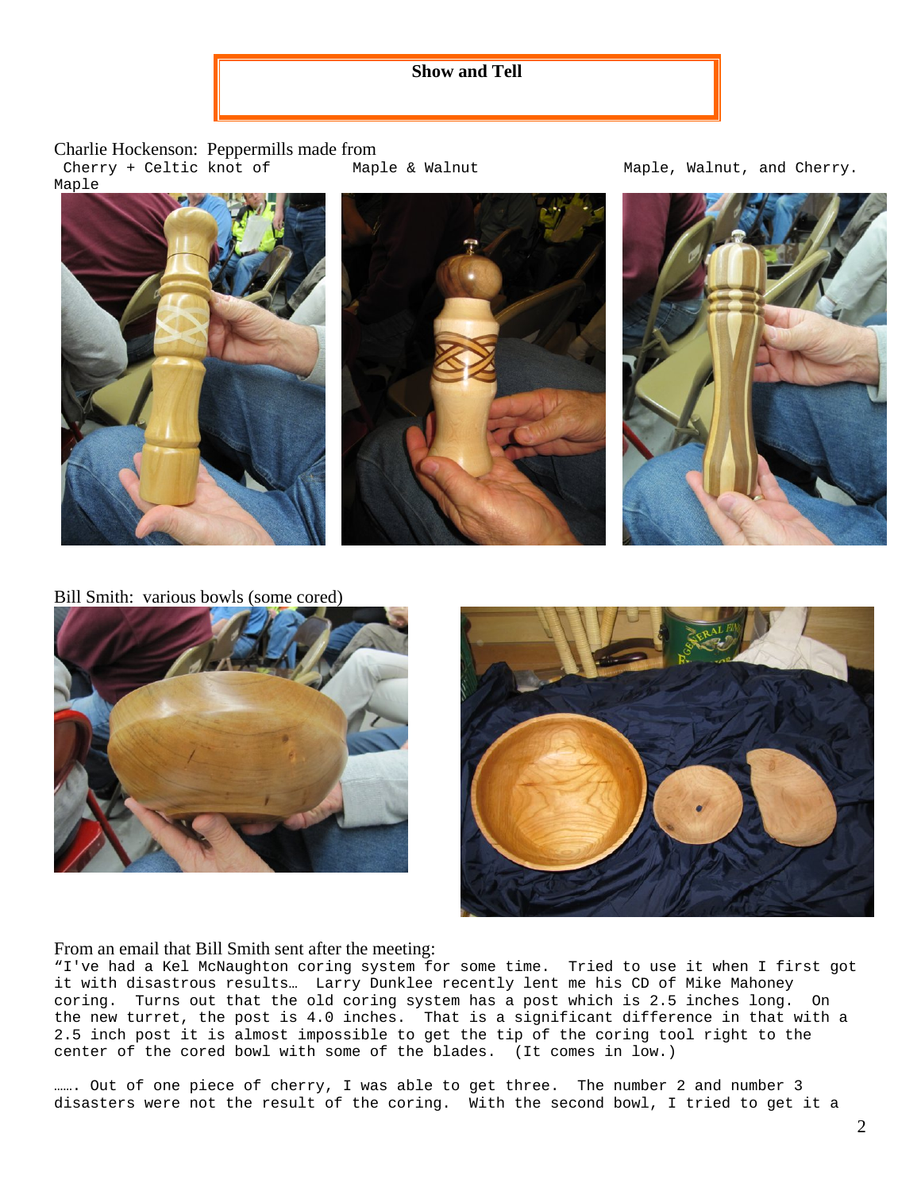## Show and Tell

Charlie Hockenson: Peppermills made from

Cherry + Celtic knot of Maple

Maple & Walnut

Maple, Walnut, and Cherry.

Bill Smith: various bowls (some cored)

From an email that Bill Smith sent after the meeting:

"I've had a Kel McNaughton coring system for some time. Tried to use it when I first got it with disastrous results… Larry Dunklee recently lent me his CD of Mike Mahoney coring. Turns out that the old coring system has a post which is 2.5 inches long. On the new turret, the post is 4.0 inches. That is a significant difference in that with a 2.5 inch post it is almost impossible to get the tip of the coring tool right to the center of the cored bowl with some of the blades. (It comes in low.)

……. Out of one piece of cherry, I was able to get three. The number 2 and number 3 disasters were not the result of the coring. With the second bowl, I tried to get it a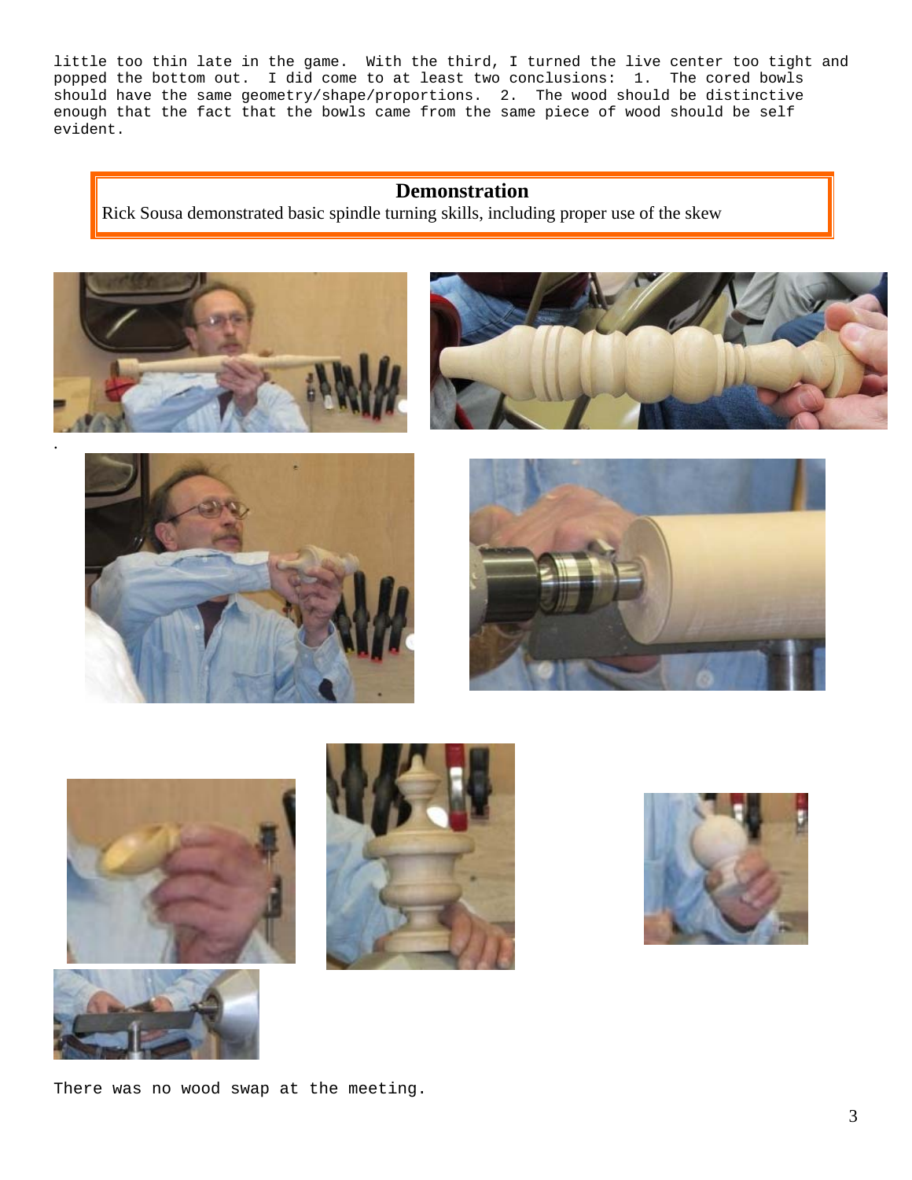little too thin late in the game. With the third, I turned the live center too tight and popped the bottom out. I did come to at least two conclusions: 1. The cored bowls should have the same geometry/shape/proportions. 2. The wood should be distinctive enough that the fact that the bowls came from the same piece of wood should be self evident.

## Demonstration

Rick Sousa demonstrated basic spindle turning skills, including proper use of the skew

There was no wood swap at the meeting.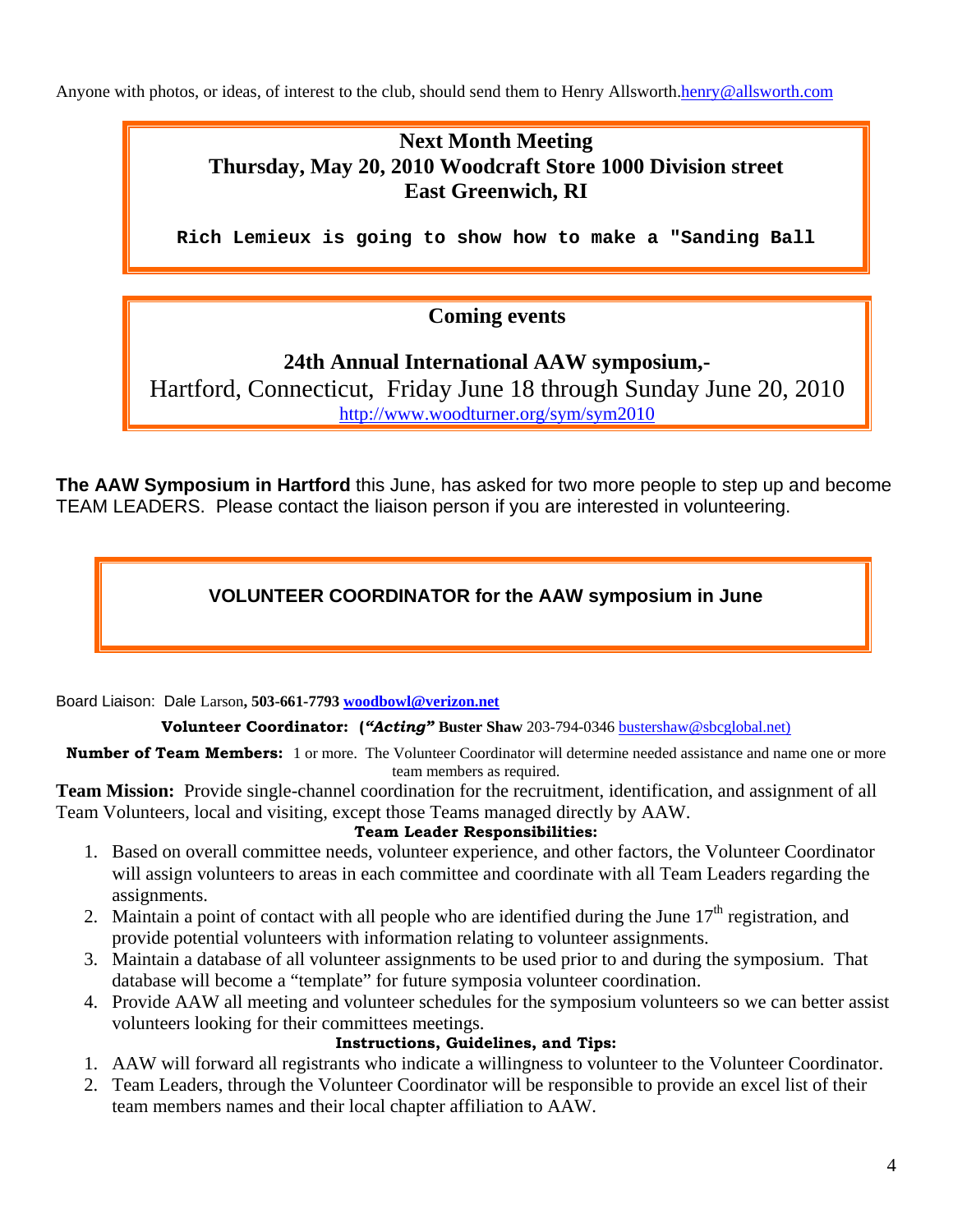Anyone with photos, or ideas, of interest to the club, should send them to Henry Allsworth.henry@allsworth.com

**Next Month Meeting**
**Thursday, May 20, 2010 Woodcraft Store 1000 Division street**
**East Greenwich, RI**

**Rich Lemieux is going to show how to make a "Sanding Ball**

**Coming events**

**24th Annual International AAW symposium,-**
Hartford, Connecticut, Friday June 18 through Sunday June 20, 2010
http://www.woodturner.org/sym/sym2010

**The AAW Symposium in Hartford** this June, has asked for two more people to step up and become TEAM LEADERS. Please contact the liaison person if you are interested in volunteering.

**VOLUNTEER COORDINATOR for the AAW symposium in June**

Board Liaison: Dale Larson**, 503-661-7793 woodbowl@verizon.net**

**Volunteer Coordinator: (*"Acting"* Buster Shaw** 203-794-0346 bustershaw@sbcglobal.net)

**Number of Team Members:** 1 or more. The Volunteer Coordinator will determine needed assistance and name one or more team members as required.

**Team Mission:** Provide single-channel coordination for the recruitment, identification, and assignment of all Team Volunteers, local and visiting, except those Teams managed directly by AAW.

**Team Leader Responsibilities:**

1. Based on overall committee needs, volunteer experience, and other factors, the Volunteer Coordinator will assign volunteers to areas in each committee and coordinate with all Team Leaders regarding the assignments.
2. Maintain a point of contact with all people who are identified during the June 17th registration, and provide potential volunteers with information relating to volunteer assignments.
3. Maintain a database of all volunteer assignments to be used prior to and during the symposium. That database will become a "template" for future symposia volunteer coordination.
4. Provide AAW all meeting and volunteer schedules for the symposium volunteers so we can better assist volunteers looking for their committees meetings.

**Instructions, Guidelines, and Tips:**

1. AAW will forward all registrants who indicate a willingness to volunteer to the Volunteer Coordinator.
2. Team Leaders, through the Volunteer Coordinator will be responsible to provide an excel list of their team members names and their local chapter affiliation to AAW.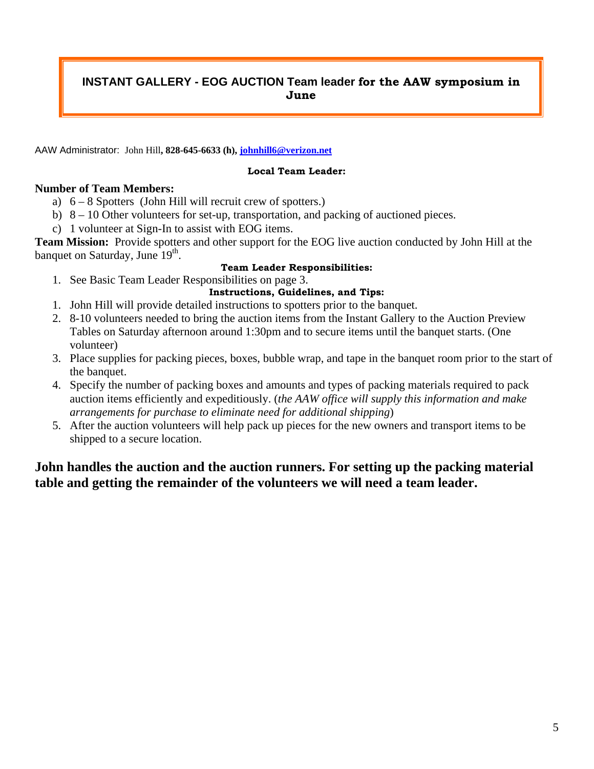## INSTANT GALLERY - EOG AUCTION Team leader for the AAW symposium in June

AAW Administrator: John Hill**, 828-645-6633 (h),** [**johnhill6@verizon.net**](mailto:johnhill6@verizon.net)

**Local Team Leader:**

**Number of Team Members:**

a) 6 – 8 Spotters (John Hill will recruit crew of spotters.)
b) 8 – 10 Other volunteers for set-up, transportation, and packing of auctioned pieces.
c) 1 volunteer at Sign-In to assist with EOG items.

**Team Mission:** Provide spotters and other support for the EOG live auction conducted by John Hill at the banquet on Saturday, June 19th.

**Team Leader Responsibilities:**

1. See Basic Team Leader Responsibilities on page 3.

**Instructions, Guidelines, and Tips:**

1. John Hill will provide detailed instructions to spotters prior to the banquet.
2. 8-10 volunteers needed to bring the auction items from the Instant Gallery to the Auction Preview Tables on Saturday afternoon around 1:30pm and to secure items until the banquet starts. (One volunteer)
3. Place supplies for packing pieces, boxes, bubble wrap, and tape in the banquet room prior to the start of the banquet.
4. Specify the number of packing boxes and amounts and types of packing materials required to pack auction items efficiently and expeditiously. (*the AAW office will supply this information and make arrangements for purchase to eliminate need for additional shipping*)
5. After the auction volunteers will help pack up pieces for the new owners and transport items to be shipped to a secure location.

**John handles the auction and the auction runners. For setting up the packing material table and getting the remainder of the volunteers we will need a team leader.**